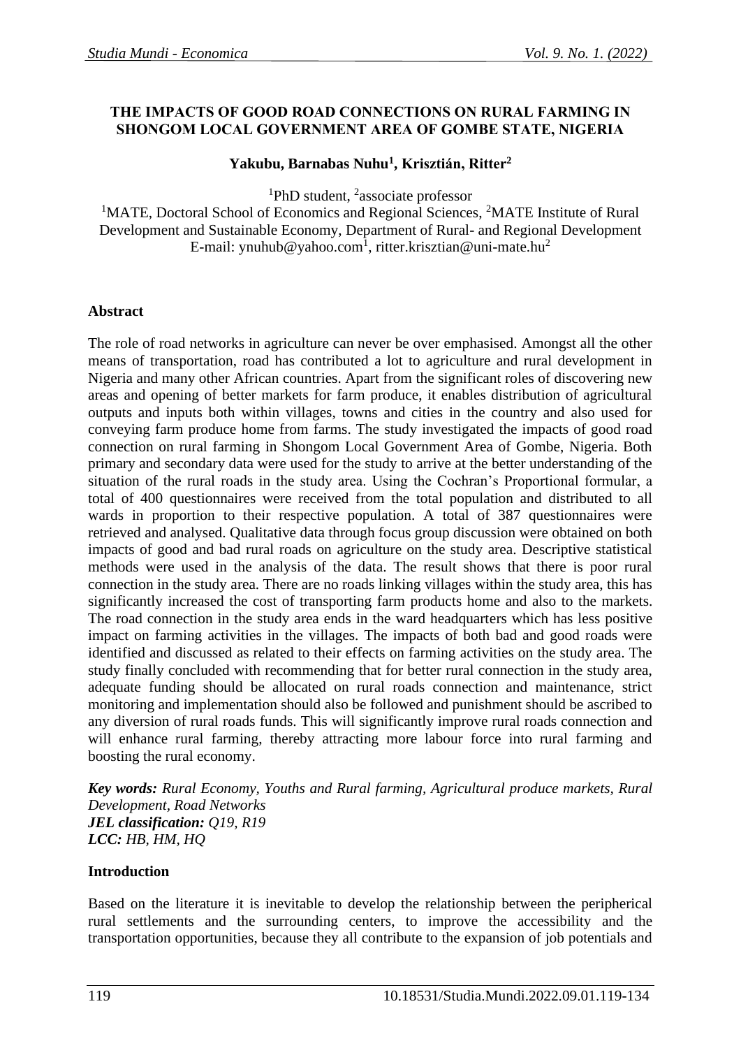# THE IMPACTS OF GOOD ROAD CONNECTIONS ON RURAL FARMING IN SHONGOM LOCAL GOVERNMENT AREA OF GOMBE STATE, NIGERIA

**Yakubu, Barnabas Nuhu[1], Krisztián, Ritter[2]**

[1]PhD student, [2]associate professor
[1]MATE, Doctoral School of Economics and Regional Sciences, [2]MATE Institute of Rural Development and Sustainable Economy, Department of Rural- and Regional Development
E-mail: ynuhub@yahoo.com[1], ritter.krisztian@uni-mate.hu[2]

## Abstract

The role of road networks in agriculture can never be over emphasised. Amongst all the other means of transportation, road has contributed a lot to agriculture and rural development in Nigeria and many other African countries. Apart from the significant roles of discovering new areas and opening of better markets for farm produce, it enables distribution of agricultural outputs and inputs both within villages, towns and cities in the country and also used for conveying farm produce home from farms. The study investigated the impacts of good road connection on rural farming in Shongom Local Government Area of Gombe, Nigeria. Both primary and secondary data were used for the study to arrive at the better understanding of the situation of the rural roads in the study area. Using the Cochran's Proportional formular, a total of 400 questionnaires were received from the total population and distributed to all wards in proportion to their respective population. A total of 387 questionnaires were retrieved and analysed. Qualitative data through focus group discussion were obtained on both impacts of good and bad rural roads on agriculture on the study area. Descriptive statistical methods were used in the analysis of the data. The result shows that there is poor rural connection in the study area. There are no roads linking villages within the study area, this has significantly increased the cost of transporting farm products home and also to the markets. The road connection in the study area ends in the ward headquarters which has less positive impact on farming activities in the villages. The impacts of both bad and good roads were identified and discussed as related to their effects on farming activities on the study area. The study finally concluded with recommending that for better rural connection in the study area, adequate funding should be allocated on rural roads connection and maintenance, strict monitoring and implementation should also be followed and punishment should be ascribed to any diversion of rural roads funds. This will significantly improve rural roads connection and will enhance rural farming, thereby attracting more labour force into rural farming and boosting the rural economy.

***Key words:*** *Rural Economy, Youths and Rural farming, Agricultural produce markets, Rural Development, Road Networks*
***JEL classification:*** *Q19, R19*
***LCC:*** *HB, HM, HQ*

## Introduction

Based on the literature it is inevitable to develop the relationship between the peripherical rural settlements and the surrounding centers, to improve the accessibility and the transportation opportunities, because they all contribute to the expansion of job potentials and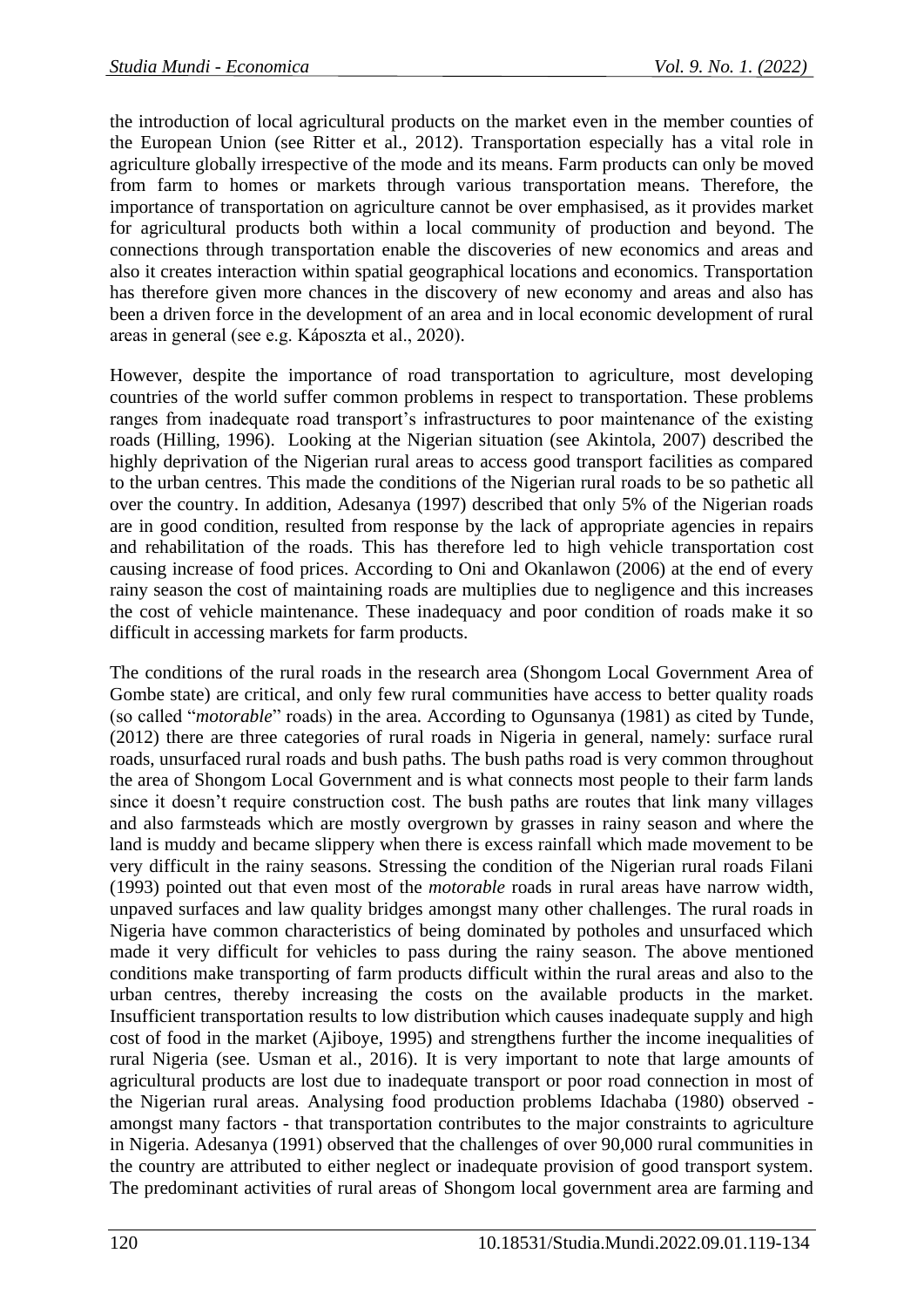the introduction of local agricultural products on the market even in the member counties of the European Union (see Ritter et al., 2012). Transportation especially has a vital role in agriculture globally irrespective of the mode and its means. Farm products can only be moved from farm to homes or markets through various transportation means. Therefore, the importance of transportation on agriculture cannot be over emphasised, as it provides market for agricultural products both within a local community of production and beyond. The connections through transportation enable the discoveries of new economics and areas and also it creates interaction within spatial geographical locations and economics. Transportation has therefore given more chances in the discovery of new economy and areas and also has been a driven force in the development of an area and in local economic development of rural areas in general (see e.g. Káposzta et al., 2020).

However, despite the importance of road transportation to agriculture, most developing countries of the world suffer common problems in respect to transportation. These problems ranges from inadequate road transport's infrastructures to poor maintenance of the existing roads (Hilling, 1996). Looking at the Nigerian situation (see Akintola, 2007) described the highly deprivation of the Nigerian rural areas to access good transport facilities as compared to the urban centres. This made the conditions of the Nigerian rural roads to be so pathetic all over the country. In addition, Adesanya (1997) described that only 5% of the Nigerian roads are in good condition, resulted from response by the lack of appropriate agencies in repairs and rehabilitation of the roads. This has therefore led to high vehicle transportation cost causing increase of food prices. According to Oni and Okanlawon (2006) at the end of every rainy season the cost of maintaining roads are multiplies due to negligence and this increases the cost of vehicle maintenance. These inadequacy and poor condition of roads make it so difficult in accessing markets for farm products.

The conditions of the rural roads in the research area (Shongom Local Government Area of Gombe state) are critical, and only few rural communities have access to better quality roads (so called "*motorable*" roads) in the area. According to Ogunsanya (1981) as cited by Tunde, (2012) there are three categories of rural roads in Nigeria in general, namely: surface rural roads, unsurfaced rural roads and bush paths. The bush paths road is very common throughout the area of Shongom Local Government and is what connects most people to their farm lands since it doesn't require construction cost. The bush paths are routes that link many villages and also farmsteads which are mostly overgrown by grasses in rainy season and where the land is muddy and became slippery when there is excess rainfall which made movement to be very difficult in the rainy seasons. Stressing the condition of the Nigerian rural roads Filani (1993) pointed out that even most of the *motorable* roads in rural areas have narrow width, unpaved surfaces and law quality bridges amongst many other challenges. The rural roads in Nigeria have common characteristics of being dominated by potholes and unsurfaced which made it very difficult for vehicles to pass during the rainy season. The above mentioned conditions make transporting of farm products difficult within the rural areas and also to the urban centres, thereby increasing the costs on the available products in the market. Insufficient transportation results to low distribution which causes inadequate supply and high cost of food in the market (Ajiboye, 1995) and strengthens further the income inequalities of rural Nigeria (see. Usman et al., 2016). It is very important to note that large amounts of agricultural products are lost due to inadequate transport or poor road connection in most of the Nigerian rural areas. Analysing food production problems Idachaba (1980) observed - amongst many factors - that transportation contributes to the major constraints to agriculture in Nigeria. Adesanya (1991) observed that the challenges of over 90,000 rural communities in the country are attributed to either neglect or inadequate provision of good transport system. The predominant activities of rural areas of Shongom local government area are farming and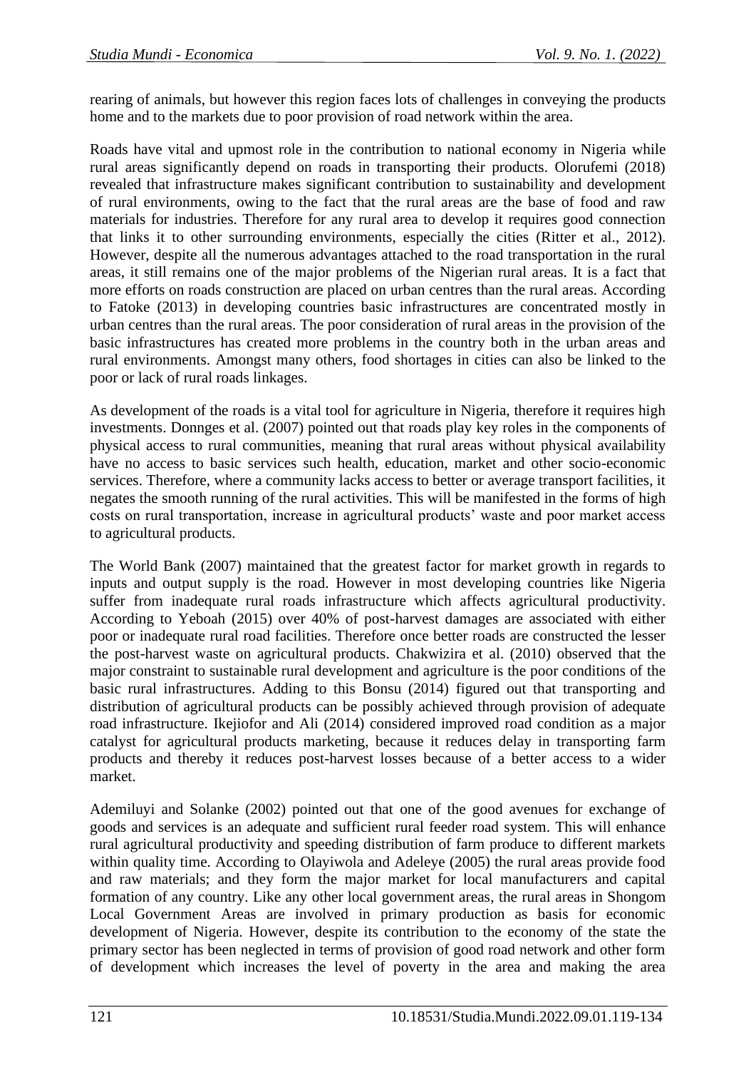rearing of animals, but however this region faces lots of challenges in conveying the products home and to the markets due to poor provision of road network within the area.

Roads have vital and upmost role in the contribution to national economy in Nigeria while rural areas significantly depend on roads in transporting their products. Olorufemi (2018) revealed that infrastructure makes significant contribution to sustainability and development of rural environments, owing to the fact that the rural areas are the base of food and raw materials for industries. Therefore for any rural area to develop it requires good connection that links it to other surrounding environments, especially the cities (Ritter et al., 2012). However, despite all the numerous advantages attached to the road transportation in the rural areas, it still remains one of the major problems of the Nigerian rural areas. It is a fact that more efforts on roads construction are placed on urban centres than the rural areas. According to Fatoke (2013) in developing countries basic infrastructures are concentrated mostly in urban centres than the rural areas. The poor consideration of rural areas in the provision of the basic infrastructures has created more problems in the country both in the urban areas and rural environments. Amongst many others, food shortages in cities can also be linked to the poor or lack of rural roads linkages.

As development of the roads is a vital tool for agriculture in Nigeria, therefore it requires high investments. Donnges et al. (2007) pointed out that roads play key roles in the components of physical access to rural communities, meaning that rural areas without physical availability have no access to basic services such health, education, market and other socio-economic services. Therefore, where a community lacks access to better or average transport facilities, it negates the smooth running of the rural activities. This will be manifested in the forms of high costs on rural transportation, increase in agricultural products' waste and poor market access to agricultural products.

The World Bank (2007) maintained that the greatest factor for market growth in regards to inputs and output supply is the road. However in most developing countries like Nigeria suffer from inadequate rural roads infrastructure which affects agricultural productivity. According to Yeboah (2015) over 40% of post-harvest damages are associated with either poor or inadequate rural road facilities. Therefore once better roads are constructed the lesser the post-harvest waste on agricultural products. Chakwizira et al. (2010) observed that the major constraint to sustainable rural development and agriculture is the poor conditions of the basic rural infrastructures. Adding to this Bonsu (2014) figured out that transporting and distribution of agricultural products can be possibly achieved through provision of adequate road infrastructure. Ikejiofor and Ali (2014) considered improved road condition as a major catalyst for agricultural products marketing, because it reduces delay in transporting farm products and thereby it reduces post-harvest losses because of a better access to a wider market.

Ademiluyi and Solanke (2002) pointed out that one of the good avenues for exchange of goods and services is an adequate and sufficient rural feeder road system. This will enhance rural agricultural productivity and speeding distribution of farm produce to different markets within quality time. According to Olayiwola and Adeleye (2005) the rural areas provide food and raw materials; and they form the major market for local manufacturers and capital formation of any country. Like any other local government areas, the rural areas in Shongom Local Government Areas are involved in primary production as basis for economic development of Nigeria. However, despite its contribution to the economy of the state the primary sector has been neglected in terms of provision of good road network and other form of development which increases the level of poverty in the area and making the area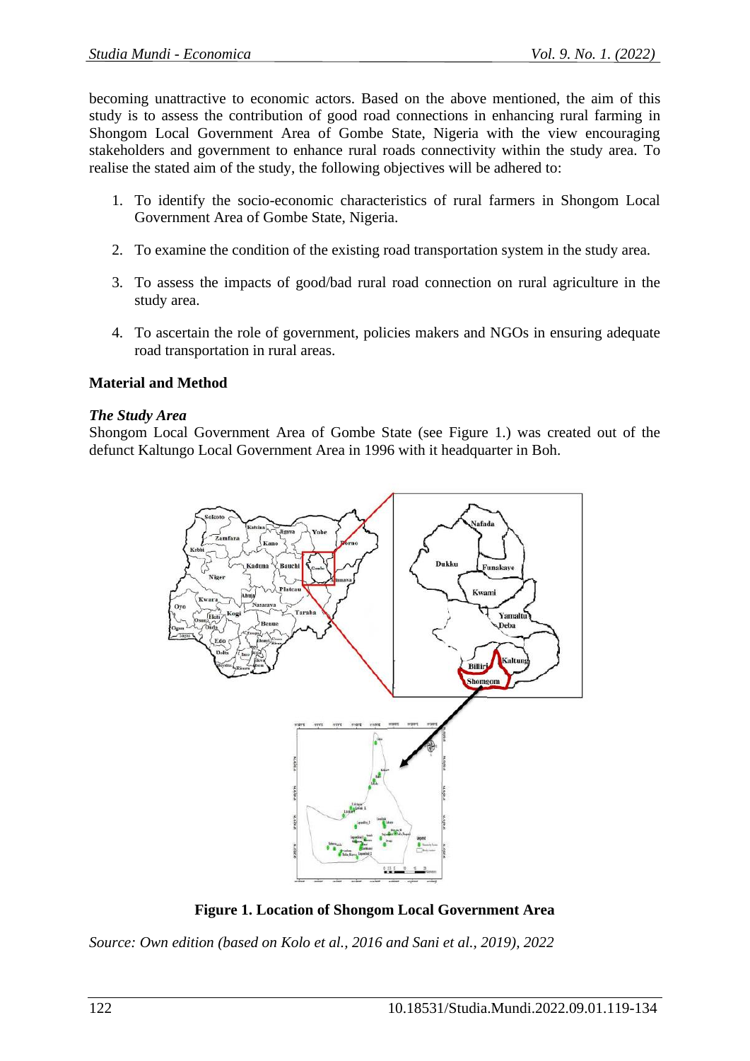becoming unattractive to economic actors. Based on the above mentioned, the aim of this study is to assess the contribution of good road connections in enhancing rural farming in Shongom Local Government Area of Gombe State, Nigeria with the view encouraging stakeholders and government to enhance rural roads connectivity within the study area. To realise the stated aim of the study, the following objectives will be adhered to:

1. To identify the socio-economic characteristics of rural farmers in Shongom Local Government Area of Gombe State, Nigeria.
2. To examine the condition of the existing road transportation system in the study area.
3. To assess the impacts of good/bad rural road connection on rural agriculture in the study area.
4. To ascertain the role of government, policies makers and NGOs in ensuring adequate road transportation in rural areas.

## Material and Method

### *The Study Area*

Shongom Local Government Area of Gombe State (see Figure 1.) was created out of the defunct Kaltungo Local Government Area in 1996 with it headquarter in Boh.

**Figure 1. Location of Shongom Local Government Area**

*Source: Own edition (based on Kolo et al., 2016 and Sani et al., 2019), 2022*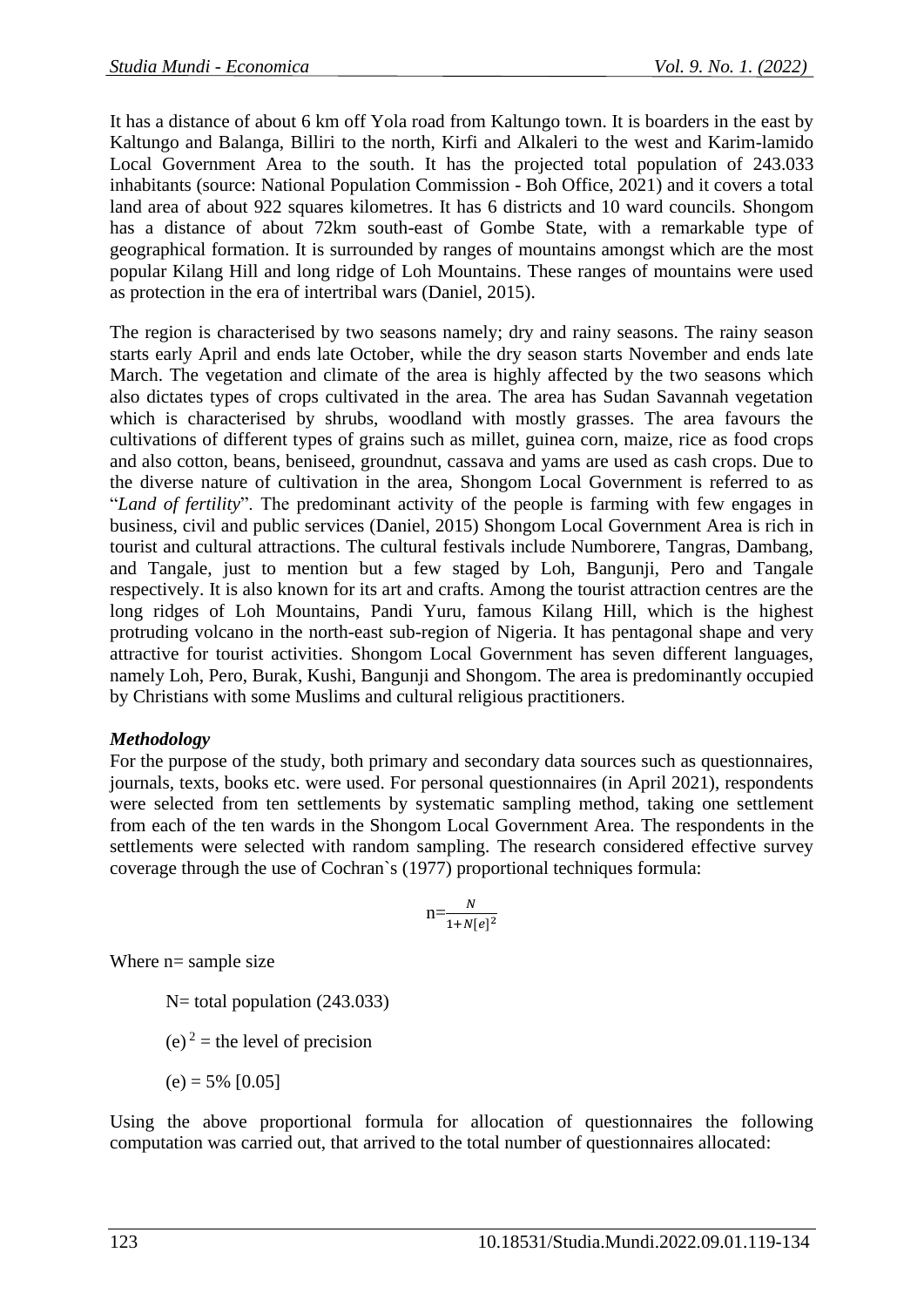It has a distance of about 6 km off Yola road from Kaltungo town. It is boarders in the east by Kaltungo and Balanga, Billiri to the north, Kirfi and Alkaleri to the west and Karim-lamido Local Government Area to the south. It has the projected total population of 243.033 inhabitants (source: National Population Commission - Boh Office, 2021) and it covers a total land area of about 922 squares kilometres. It has 6 districts and 10 ward councils. Shongom has a distance of about 72km south-east of Gombe State, with a remarkable type of geographical formation. It is surrounded by ranges of mountains amongst which are the most popular Kilang Hill and long ridge of Loh Mountains. These ranges of mountains were used as protection in the era of intertribal wars (Daniel, 2015).

The region is characterised by two seasons namely; dry and rainy seasons. The rainy season starts early April and ends late October, while the dry season starts November and ends late March. The vegetation and climate of the area is highly affected by the two seasons which also dictates types of crops cultivated in the area. The area has Sudan Savannah vegetation which is characterised by shrubs, woodland with mostly grasses. The area favours the cultivations of different types of grains such as millet, guinea corn, maize, rice as food crops and also cotton, beans, beniseed, groundnut, cassava and yams are used as cash crops. Due to the diverse nature of cultivation in the area, Shongom Local Government is referred to as "*Land of fertility*". The predominant activity of the people is farming with few engages in business, civil and public services (Daniel, 2015) Shongom Local Government Area is rich in tourist and cultural attractions. The cultural festivals include Numborere, Tangras, Dambang, and Tangale, just to mention but a few staged by Loh, Bangunji, Pero and Tangale respectively. It is also known for its art and crafts. Among the tourist attraction centres are the long ridges of Loh Mountains, Pandi Yuru, famous Kilang Hill, which is the highest protruding volcano in the north-east sub-region of Nigeria. It has pentagonal shape and very attractive for tourist activities. Shongom Local Government has seven different languages, namely Loh, Pero, Burak, Kushi, Bangunji and Shongom. The area is predominantly occupied by Christians with some Muslims and cultural religious practitioners.

***Methodology***

For the purpose of the study, both primary and secondary data sources such as questionnaires, journals, texts, books etc. were used. For personal questionnaires (in April 2021), respondents were selected from ten settlements by systematic sampling method, taking one settlement from each of the ten wards in the Shongom Local Government Area. The respondents in the settlements were selected with random sampling. The research considered effective survey coverage through the use of Cochran`s (1977) proportional techniques formula:

$$n=\frac{N}{1+N[e]^2}$$

Where n= sample size

N= total population (243.033)

$(e)^2$ = the level of precision

(e) = 5% [0.05]

Using the above proportional formula for allocation of questionnaires the following computation was carried out, that arrived to the total number of questionnaires allocated: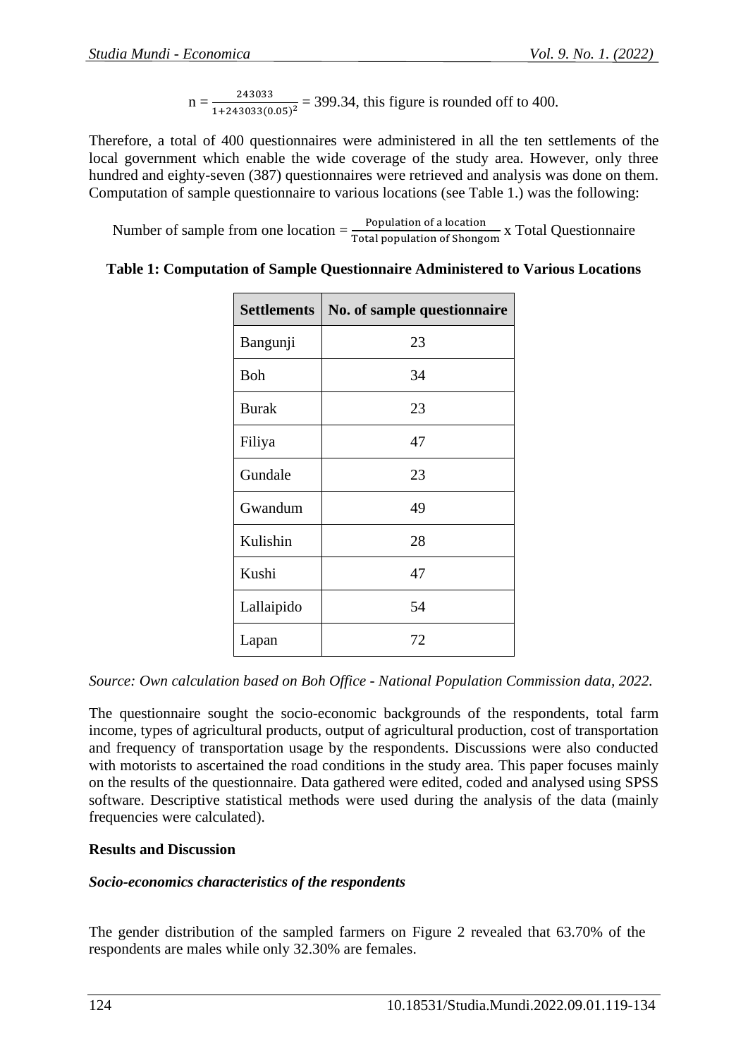$$n = \frac{243033}{1+243033(0.05)^2} = 399.34$$, this figure is rounded off to 400.

Therefore, a total of 400 questionnaires were administered in all the ten settlements of the local government which enable the wide coverage of the study area. However, only three hundred and eighty-seven (387) questionnaires were retrieved and analysis was done on them. Computation of sample questionnaire to various locations (see Table 1.) was the following:

$$\text{Number of sample from one location} = \frac{\text{Population of a location}}{\text{Total population of Shongom}} \text{ x Total Questionnaire}$$

**Table 1: Computation of Sample Questionnaire Administered to Various Locations**

| Settlements | No. of sample questionnaire |
|---|---|
| Bangunji | 23 |
| Boh | 34 |
| Burak | 23 |
| Filiya | 47 |
| Gundale | 23 |
| Gwandum | 49 |
| Kulishin | 28 |
| Kushi | 47 |
| Lallaipido | 54 |
| Lapan | 72 |

*Source: Own calculation based on Boh Office - National Population Commission data, 2022.*

The questionnaire sought the socio-economic backgrounds of the respondents, total farm income, types of agricultural products, output of agricultural production, cost of transportation and frequency of transportation usage by the respondents. Discussions were also conducted with motorists to ascertained the road conditions in the study area. This paper focuses mainly on the results of the questionnaire. Data gathered were edited, coded and analysed using SPSS software. Descriptive statistical methods were used during the analysis of the data (mainly frequencies were calculated).

## Results and Discussion

### *Socio-economics characteristics of the respondents*

The gender distribution of the sampled farmers on Figure 2 revealed that 63.70% of the respondents are males while only 32.30% are females.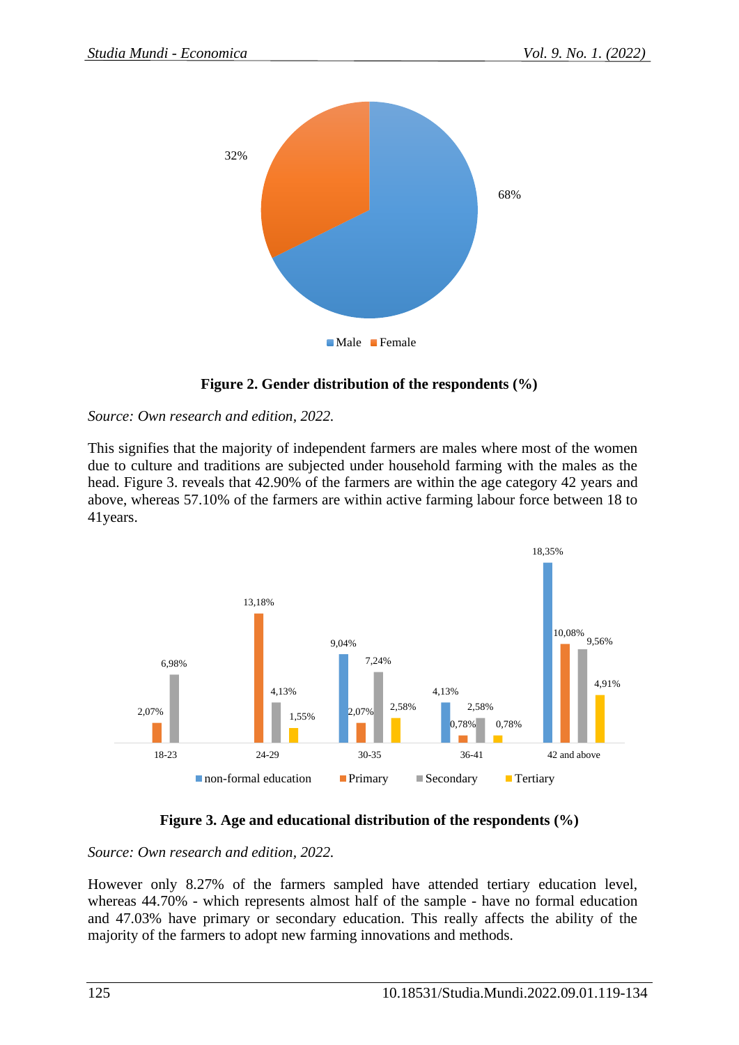**Figure 2. Gender distribution of the respondents (%)**

*Source: Own research and edition, 2022.*

This signifies that the majority of independent farmers are males where most of the women due to culture and traditions are subjected under household farming with the males as the head. Figure 3. reveals that 42.90% of the farmers are within the age category 42 years and above, whereas 57.10% of the farmers are within active farming labour force between 18 to 41years.

**Figure 3. Age and educational distribution of the respondents (%)**

*Source: Own research and edition, 2022.*

However only 8.27% of the farmers sampled have attended tertiary education level, whereas 44.70% - which represents almost half of the sample - have no formal education and 47.03% have primary or secondary education. This really affects the ability of the majority of the farmers to adopt new farming innovations and methods.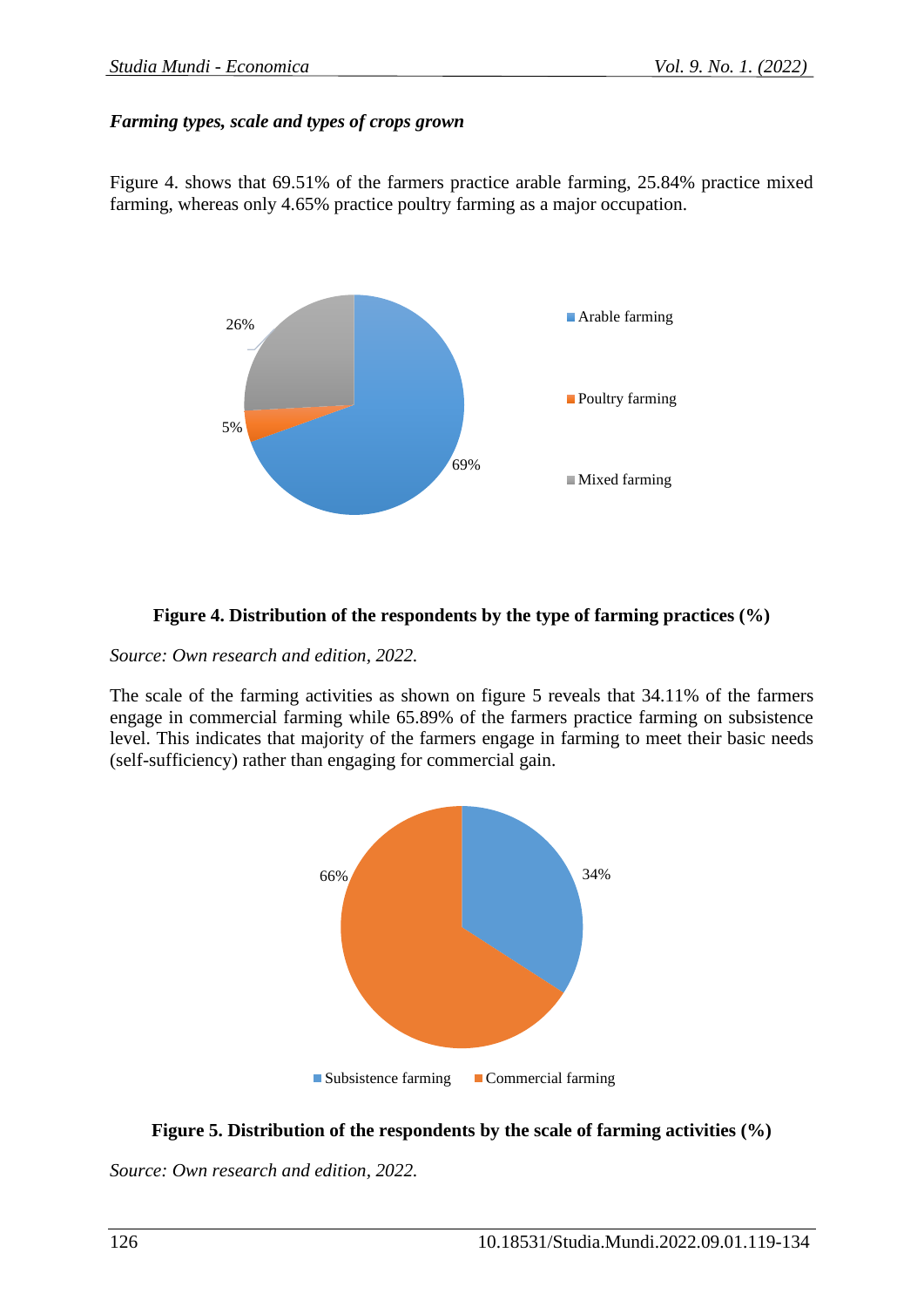### *Farming types, scale and types of crops grown*

Figure 4. shows that 69.51% of the farmers practice arable farming, 25.84% practice mixed farming, whereas only 4.65% practice poultry farming as a major occupation.

**Figure 4. Distribution of the respondents by the type of farming practices (%)**

*Source: Own research and edition, 2022.*

The scale of the farming activities as shown on figure 5 reveals that 34.11% of the farmers engage in commercial farming while 65.89% of the farmers practice farming on subsistence level. This indicates that majority of the farmers engage in farming to meet their basic needs (self-sufficiency) rather than engaging for commercial gain.

**Figure 5. Distribution of the respondents by the scale of farming activities (%)**

*Source: Own research and edition, 2022.*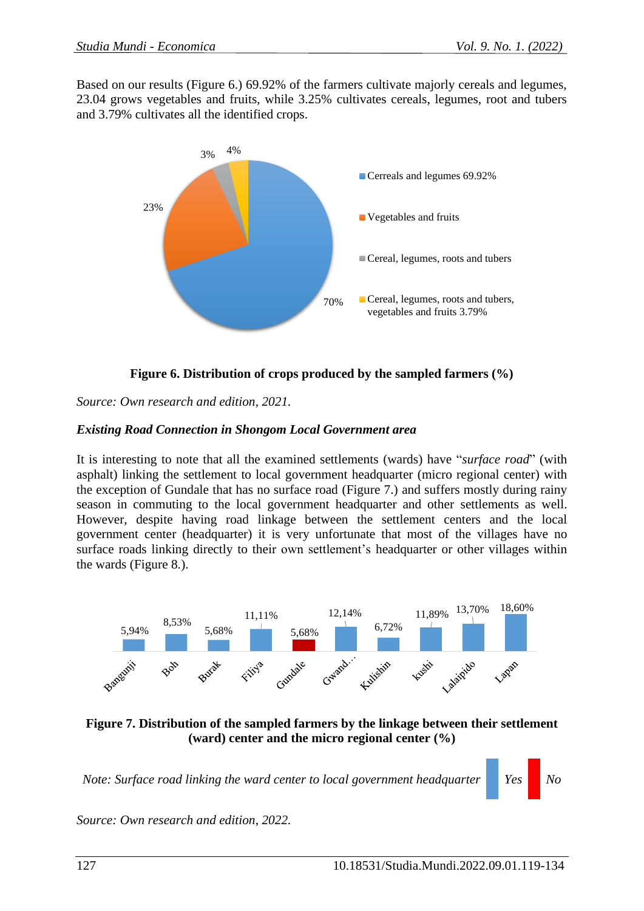Based on our results (Figure 6.) 69.92% of the farmers cultivate majorly cereals and legumes, 23.04 grows vegetables and fruits, while 3.25% cultivates cereals, legumes, root and tubers and 3.79% cultivates all the identified crops.

**Figure 6. Distribution of crops produced by the sampled farmers (%)**

*Source: Own research and edition, 2021.*

***Existing Road Connection in Shongom Local Government area***

It is interesting to note that all the examined settlements (wards) have "*surface road*" (with asphalt) linking the settlement to local government headquarter (micro regional center) with the exception of Gundale that has no surface road (Figure 7.) and suffers mostly during rainy season in commuting to the local government headquarter and other settlements as well. However, despite having road linkage between the settlement centers and the local government center (headquarter) it is very unfortunate that most of the villages have no surface roads linking directly to their own settlement's headquarter or other villages within the wards (Figure 8.).

**Figure 7. Distribution of the sampled farmers by the linkage between their settlement (ward) center and the micro regional center (%)**

*Note: Surface road linking the ward center to local government headquarter Yes No*

*Source: Own research and edition, 2022.*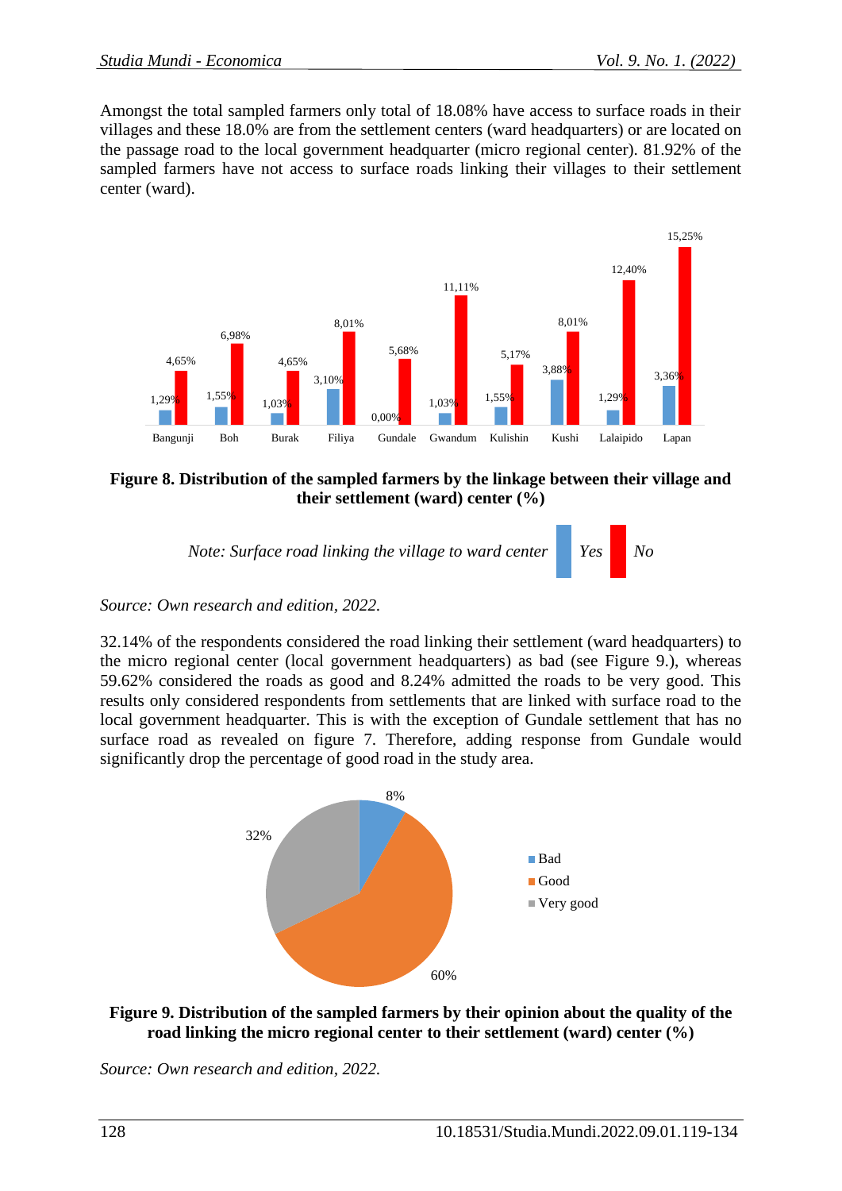Amongst the total sampled farmers only total of 18.08% have access to surface roads in their villages and these 18.0% are from the settlement centers (ward headquarters) or are located on the passage road to the local government headquarter (micro regional center). 81.92% of the sampled farmers have not access to surface roads linking their villages to their settlement center (ward).

**Figure 8. Distribution of the sampled farmers by the linkage between their village and their settlement (ward) center (%)**

*Note: Surface road linking the village to ward center* *Yes* *No*

*Source: Own research and edition, 2022.*

32.14% of the respondents considered the road linking their settlement (ward headquarters) to the micro regional center (local government headquarters) as bad (see Figure 9.), whereas 59.62% considered the roads as good and 8.24% admitted the roads to be very good. This results only considered respondents from settlements that are linked with surface road to the local government headquarter. This is with the exception of Gundale settlement that has no surface road as revealed on figure 7. Therefore, adding response from Gundale would significantly drop the percentage of good road in the study area.

**Figure 9. Distribution of the sampled farmers by their opinion about the quality of the road linking the micro regional center to their settlement (ward) center (%)**

*Source: Own research and edition, 2022.*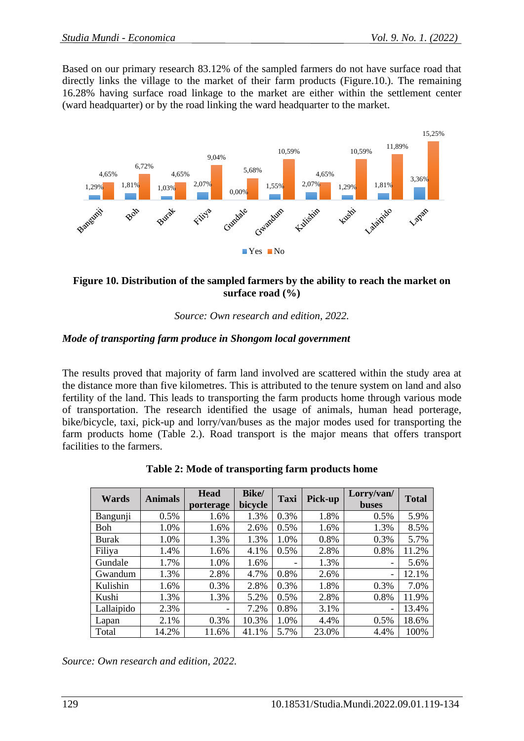Based on our primary research 83.12% of the sampled farmers do not have surface road that directly links the village to the market of their farm products (Figure.10.). The remaining 16.28% having surface road linkage to the market are either within the settlement center (ward headquarter) or by the road linking the ward headquarter to the market.

**Figure 10. Distribution of the sampled farmers by the ability to reach the market on surface road (%)**

*Source: Own research and edition, 2022.*

***Mode of transporting farm produce in Shongom local government***

The results proved that majority of farm land involved are scattered within the study area at the distance more than five kilometres. This is attributed to the tenure system on land and also fertility of the land. This leads to transporting the farm products home through various mode of transportation. The research identified the usage of animals, human head porterage, bike/bicycle, taxi, pick-up and lorry/van/buses as the major modes used for transporting the farm products home (Table 2.). Road transport is the major means that offers transport facilities to the farmers.

**Table 2: Mode of transporting farm products home**

| Wards | Animals | Head porterage | Bike/ bicycle | Taxi | Pick-up | Lorry/van/ buses | Total |
|---|---|---|---|---|---|---|---|
| Bangunji | 0.5% | 1.6% | 1.3% | 0.3% | 1.8% | 0.5% | 5.9% |
| Boh | 1.0% | 1.6% | 2.6% | 0.5% | 1.6% | 1.3% | 8.5% |
| Burak | 1.0% | 1.3% | 1.3% | 1.0% | 0.8% | 0.3% | 5.7% |
| Filiya | 1.4% | 1.6% | 4.1% | 0.5% | 2.8% | 0.8% | 11.2% |
| Gundale | 1.7% | 1.0% | 1.6% | - | 1.3% | - | 5.6% |
| Gwandum | 1.3% | 2.8% | 4.7% | 0.8% | 2.6% | - | 12.1% |
| Kulishin | 1.6% | 0.3% | 2.8% | 0.3% | 1.8% | 0.3% | 7.0% |
| Kushi | 1.3% | 1.3% | 5.2% | 0.5% | 2.8% | 0.8% | 11.9% |
| Lallaipido | 2.3% | - | 7.2% | 0.8% | 3.1% | - | 13.4% |
| Lapan | 2.1% | 0.3% | 10.3% | 1.0% | 4.4% | 0.5% | 18.6% |
| Total | 14.2% | 11.6% | 41.1% | 5.7% | 23.0% | 4.4% | 100% |

*Source: Own research and edition, 2022.*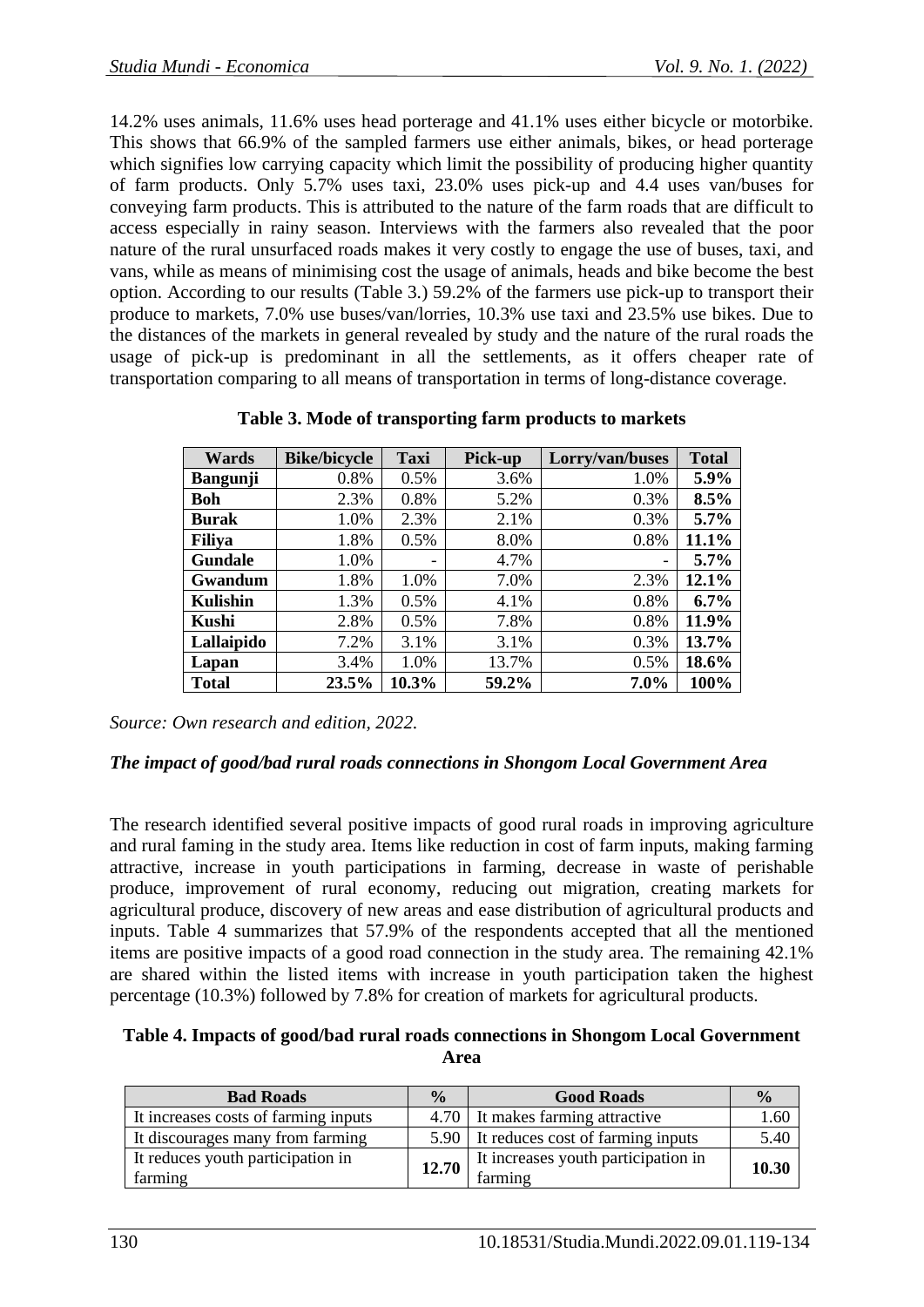14.2% uses animals, 11.6% uses head porterage and 41.1% uses either bicycle or motorbike. This shows that 66.9% of the sampled farmers use either animals, bikes, or head porterage which signifies low carrying capacity which limit the possibility of producing higher quantity of farm products. Only 5.7% uses taxi, 23.0% uses pick-up and 4.4 uses van/buses for conveying farm products. This is attributed to the nature of the farm roads that are difficult to access especially in rainy season. Interviews with the farmers also revealed that the poor nature of the rural unsurfaced roads makes it very costly to engage the use of buses, taxi, and vans, while as means of minimising cost the usage of animals, heads and bike become the best option. According to our results (Table 3.) 59.2% of the farmers use pick-up to transport their produce to markets, 7.0% use buses/van/lorries, 10.3% use taxi and 23.5% use bikes. Due to the distances of the markets in general revealed by study and the nature of the rural roads the usage of pick-up is predominant in all the settlements, as it offers cheaper rate of transportation comparing to all means of transportation in terms of long-distance coverage.

**Table 3. Mode of transporting farm products to markets**

| Wards | Bike/bicycle | Taxi | Pick-up | Lorry/van/buses | Total |
|---|---|---|---|---|---|
| **Bangunji** | 0.8% | 0.5% | 3.6% | 1.0% | **5.9%** |
| **Boh** | 2.3% | 0.8% | 5.2% | 0.3% | **8.5%** |
| **Burak** | 1.0% | 2.3% | 2.1% | 0.3% | **5.7%** |
| **Filiya** | 1.8% | 0.5% | 8.0% | 0.8% | **11.1%** |
| **Gundale** | 1.0% | - | 4.7% | - | **5.7%** |
| **Gwandum** | 1.8% | 1.0% | 7.0% | 2.3% | **12.1%** |
| **Kulishin** | 1.3% | 0.5% | 4.1% | 0.8% | **6.7%** |
| **Kushi** | 2.8% | 0.5% | 7.8% | 0.8% | **11.9%** |
| **Lallaipido** | 7.2% | 3.1% | 3.1% | 0.3% | **13.7%** |
| **Lapan** | 3.4% | 1.0% | 13.7% | 0.5% | **18.6%** |
| **Total** | **23.5%** | **10.3%** | **59.2%** | **7.0%** | **100%** |

*Source: Own research and edition, 2022.*

### *The impact of good/bad rural roads connections in Shongom Local Government Area*

The research identified several positive impacts of good rural roads in improving agriculture and rural faming in the study area. Items like reduction in cost of farm inputs, making farming attractive, increase in youth participations in farming, decrease in waste of perishable produce, improvement of rural economy, reducing out migration, creating markets for agricultural produce, discovery of new areas and ease distribution of agricultural products and inputs. Table 4 summarizes that 57.9% of the respondents accepted that all the mentioned items are positive impacts of a good road connection in the study area. The remaining 42.1% are shared within the listed items with increase in youth participation taken the highest percentage (10.3%) followed by 7.8% for creation of markets for agricultural products.

**Table 4. Impacts of good/bad rural roads connections in Shongom Local Government Area**

| Bad Roads | % | Good Roads | % |
|---|---|---|---|
| It increases costs of farming inputs | 4.70 | It makes farming attractive | 1.60 |
| It discourages many from farming | 5.90 | It reduces cost of farming inputs | 5.40 |
| It reduces youth participation in farming | **12.70** | It increases youth participation in farming | **10.30** |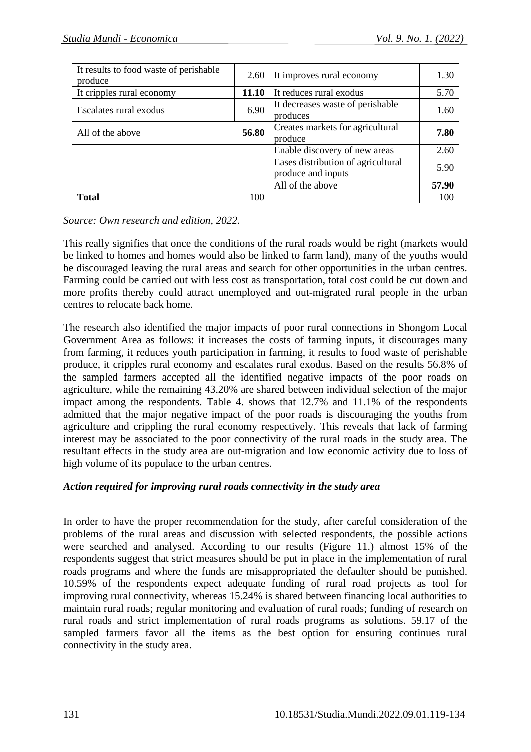| It results to food waste of perishable produce | 2.60 | It improves rural economy | 1.30 |
|---|---|---|---|
| It cripples rural economy | **11.10** | It reduces rural exodus | 5.70 |
| Escalates rural exodus | 6.90 | It decreases waste of perishable produces | 1.60 |
| All of the above | **56.80** | Creates markets for agricultural produce | **7.80** |
| | | Enable discovery of new areas | 2.60 |
| | | Eases distribution of agricultural produce and inputs | 5.90 |
| | | All of the above | **57.90** |
| **Total** | 100 | | 100 |

*Source: Own research and edition, 2022.*

This really signifies that once the conditions of the rural roads would be right (markets would be linked to homes and homes would also be linked to farm land), many of the youths would be discouraged leaving the rural areas and search for other opportunities in the urban centres. Farming could be carried out with less cost as transportation, total cost could be cut down and more profits thereby could attract unemployed and out-migrated rural people in the urban centres to relocate back home.

The research also identified the major impacts of poor rural connections in Shongom Local Government Area as follows: it increases the costs of farming inputs, it discourages many from farming, it reduces youth participation in farming, it results to food waste of perishable produce, it cripples rural economy and escalates rural exodus. Based on the results 56.8% of the sampled farmers accepted all the identified negative impacts of the poor roads on agriculture, while the remaining 43.20% are shared between individual selection of the major impact among the respondents. Table 4. shows that 12.7% and 11.1% of the respondents admitted that the major negative impact of the poor roads is discouraging the youths from agriculture and crippling the rural economy respectively. This reveals that lack of farming interest may be associated to the poor connectivity of the rural roads in the study area. The resultant effects in the study area are out-migration and low economic activity due to loss of high volume of its populace to the urban centres.

***Action required for improving rural roads connectivity in the study area***

In order to have the proper recommendation for the study, after careful consideration of the problems of the rural areas and discussion with selected respondents, the possible actions were searched and analysed. According to our results (Figure 11.) almost 15% of the respondents suggest that strict measures should be put in place in the implementation of rural roads programs and where the funds are misappropriated the defaulter should be punished. 10.59% of the respondents expect adequate funding of rural road projects as tool for improving rural connectivity, whereas 15.24% is shared between financing local authorities to maintain rural roads; regular monitoring and evaluation of rural roads; funding of research on rural roads and strict implementation of rural roads programs as solutions. 59.17 of the sampled farmers favor all the items as the best option for ensuring continues rural connectivity in the study area.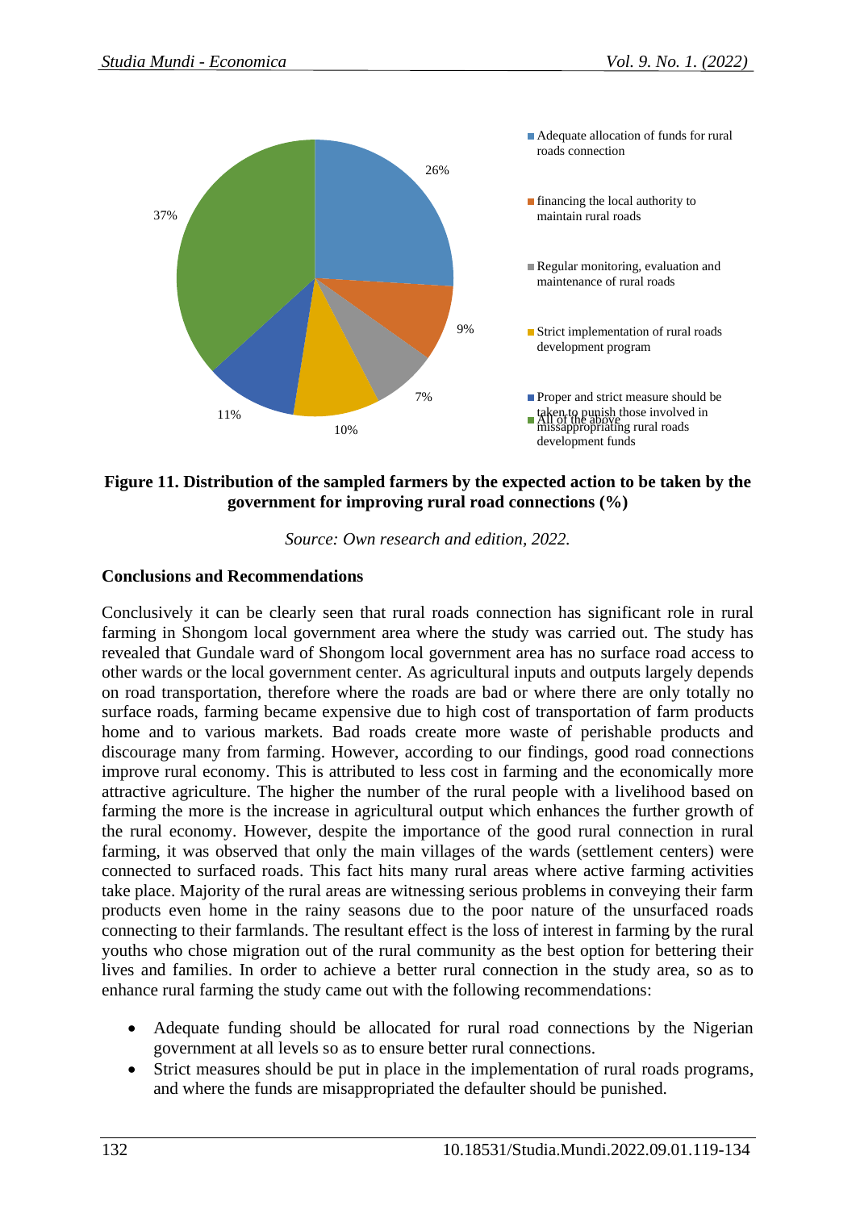**Figure 11. Distribution of the sampled farmers by the expected action to be taken by the government for improving rural road connections (%)**

*Source: Own research and edition, 2022.*

### Conclusions and Recommendations

Conclusively it can be clearly seen that rural roads connection has significant role in rural farming in Shongom local government area where the study was carried out. The study has revealed that Gundale ward of Shongom local government area has no surface road access to other wards or the local government center. As agricultural inputs and outputs largely depends on road transportation, therefore where the roads are bad or where there are only totally no surface roads, farming became expensive due to high cost of transportation of farm products home and to various markets. Bad roads create more waste of perishable products and discourage many from farming. However, according to our findings, good road connections improve rural economy. This is attributed to less cost in farming and the economically more attractive agriculture. The higher the number of the rural people with a livelihood based on farming the more is the increase in agricultural output which enhances the further growth of the rural economy. However, despite the importance of the good rural connection in rural farming, it was observed that only the main villages of the wards (settlement centers) were connected to surfaced roads. This fact hits many rural areas where active farming activities take place. Majority of the rural areas are witnessing serious problems in conveying their farm products even home in the rainy seasons due to the poor nature of the unsurfaced roads connecting to their farmlands. The resultant effect is the loss of interest in farming by the rural youths who chose migration out of the rural community as the best option for bettering their lives and families. In order to achieve a better rural connection in the study area, so as to enhance rural farming the study came out with the following recommendations:

- Adequate funding should be allocated for rural road connections by the Nigerian government at all levels so as to ensure better rural connections.
- Strict measures should be put in place in the implementation of rural roads programs, and where the funds are misappropriated the defaulter should be punished.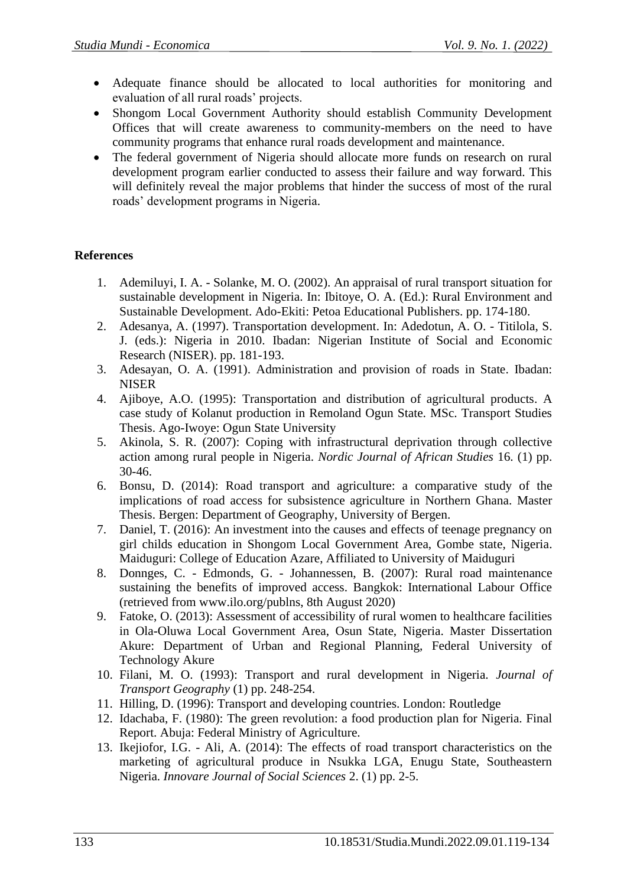- Adequate finance should be allocated to local authorities for monitoring and evaluation of all rural roads' projects.
- Shongom Local Government Authority should establish Community Development Offices that will create awareness to community-members on the need to have community programs that enhance rural roads development and maintenance.
- The federal government of Nigeria should allocate more funds on research on rural development program earlier conducted to assess their failure and way forward. This will definitely reveal the major problems that hinder the success of most of the rural roads' development programs in Nigeria.

## References

1. Ademiluyi, I. A. - Solanke, M. O. (2002). An appraisal of rural transport situation for sustainable development in Nigeria. In: Ibitoye, O. A. (Ed.): Rural Environment and Sustainable Development. Ado-Ekiti: Petoa Educational Publishers. pp. 174-180.
2. Adesanya, A. (1997). Transportation development. In: Adedotun, A. O. - Titilola, S. J. (eds.): Nigeria in 2010. Ibadan: Nigerian Institute of Social and Economic Research (NISER). pp. 181-193.
3. Adesayan, O. A. (1991). Administration and provision of roads in State. Ibadan: NISER
4. Ajiboye, A.O. (1995): Transportation and distribution of agricultural products. A case study of Kolanut production in Remoland Ogun State. MSc. Transport Studies Thesis. Ago-Iwoye: Ogun State University
5. Akinola, S. R. (2007): Coping with infrastructural deprivation through collective action among rural people in Nigeria. *Nordic Journal of African Studies* 16. (1) pp. 30-46.
6. Bonsu, D. (2014): Road transport and agriculture: a comparative study of the implications of road access for subsistence agriculture in Northern Ghana. Master Thesis. Bergen: Department of Geography, University of Bergen.
7. Daniel, T. (2016): An investment into the causes and effects of teenage pregnancy on girl childs education in Shongom Local Government Area, Gombe state, Nigeria. Maiduguri: College of Education Azare, Affiliated to University of Maiduguri
8. Donnges, C. - Edmonds, G. - Johannessen, B. (2007): Rural road maintenance sustaining the benefits of improved access. Bangkok: International Labour Office (retrieved from www.ilo.org/publns, 8th August 2020)
9. Fatoke, O. (2013): Assessment of accessibility of rural women to healthcare facilities in Ola-Oluwa Local Government Area, Osun State, Nigeria. Master Dissertation Akure: Department of Urban and Regional Planning, Federal University of Technology Akure
10. Filani, M. O. (1993): Transport and rural development in Nigeria. *Journal of Transport Geography* (1) pp. 248-254.
11. Hilling, D. (1996): Transport and developing countries. London: Routledge
12. Idachaba, F. (1980): The green revolution: a food production plan for Nigeria. Final Report. Abuja: Federal Ministry of Agriculture.
13. Ikejiofor, I.G. - Ali, A. (2014): The effects of road transport characteristics on the marketing of agricultural produce in Nsukka LGA, Enugu State, Southeastern Nigeria. *Innovare Journal of Social Sciences* 2. (1) pp. 2-5.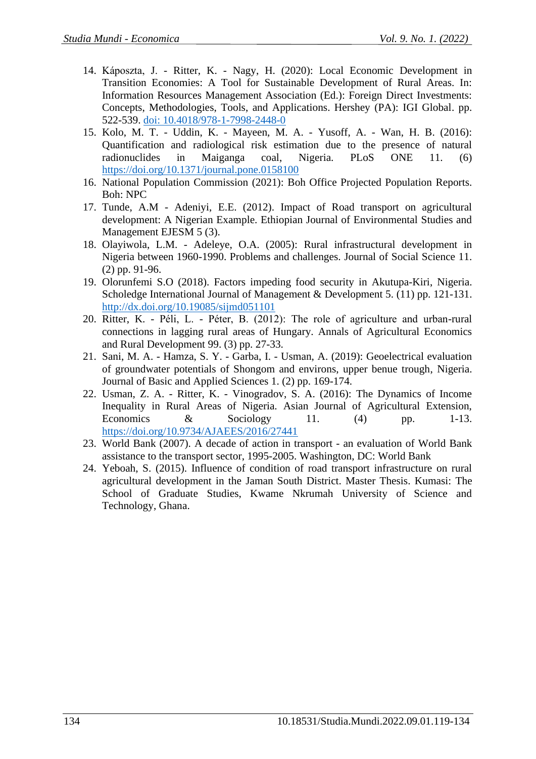14. Káposzta, J. - Ritter, K. - Nagy, H. (2020): Local Economic Development in Transition Economies: A Tool for Sustainable Development of Rural Areas. In: Information Resources Management Association (Ed.): Foreign Direct Investments: Concepts, Methodologies, Tools, and Applications. Hershey (PA): IGI Global. pp. 522-539. doi: 10.4018/978-1-7998-2448-0
15. Kolo, M. T. - Uddin, K. - Mayeen, M. A. - Yusoff, A. - Wan, H. B. (2016): Quantification and radiological risk estimation due to the presence of natural radionuclides in Maiganga coal, Nigeria. PLoS ONE 11. (6) https://doi.org/10.1371/journal.pone.0158100
16. National Population Commission (2021): Boh Office Projected Population Reports. Boh: NPC
17. Tunde, A.M - Adeniyi, E.E. (2012). Impact of Road transport on agricultural development: A Nigerian Example. Ethiopian Journal of Environmental Studies and Management EJESM 5 (3).
18. Olayiwola, L.M. - Adeleye, O.A. (2005): Rural infrastructural development in Nigeria between 1960-1990. Problems and challenges. Journal of Social Science 11. (2) pp. 91-96.
19. Olorunfemi S.O (2018). Factors impeding food security in Akutupa-Kiri, Nigeria. Scholedge International Journal of Management & Development 5. (11) pp. 121-131. http://dx.doi.org/10.19085/sijmd051101
20. Ritter, K. - Péli, L. - Péter, B. (2012): The role of agriculture and urban-rural connections in lagging rural areas of Hungary. Annals of Agricultural Economics and Rural Development 99. (3) pp. 27-33.
21. Sani, M. A. - Hamza, S. Y. - Garba, I. - Usman, A. (2019): Geoelectrical evaluation of groundwater potentials of Shongom and environs, upper benue trough, Nigeria. Journal of Basic and Applied Sciences 1. (2) pp. 169-174.
22. Usman, Z. A. - Ritter, K. - Vinogradov, S. A. (2016): The Dynamics of Income Inequality in Rural Areas of Nigeria. Asian Journal of Agricultural Extension, Economics & Sociology 11. (4) pp. 1-13. https://doi.org/10.9734/AJAEES/2016/27441
23. World Bank (2007). A decade of action in transport - an evaluation of World Bank assistance to the transport sector, 1995-2005. Washington, DC: World Bank
24. Yeboah, S. (2015). Influence of condition of road transport infrastructure on rural agricultural development in the Jaman South District. Master Thesis. Kumasi: The School of Graduate Studies, Kwame Nkrumah University of Science and Technology, Ghana.